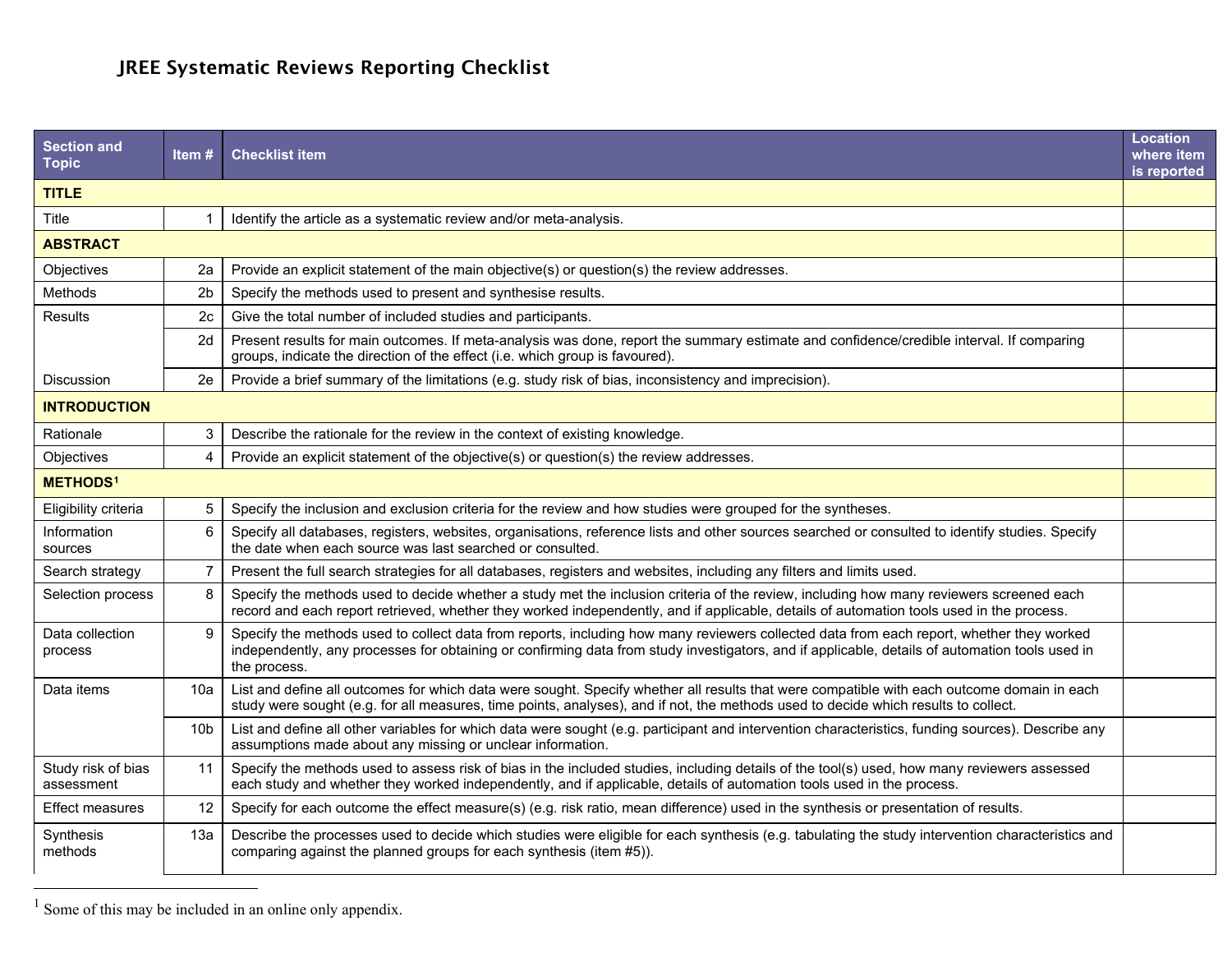# JREE Systematic Reviews Reporting Checklist

| Section and Topic | Item # | Checklist item | Location where item is reported |
|---|---|---|---|
| **TITLE** | | | |
| Title | 1 | Identify the article as a systematic review and/or meta-analysis. | |
| **ABSTRACT** | | | |
| Objectives | 2a | Provide an explicit statement of the main objective(s) or question(s) the review addresses. | |
| Methods | 2b | Specify the methods used to present and synthesise results. | |
| Results | 2c | Give the total number of included studies and participants. | |
| | 2d | Present results for main outcomes. If meta-analysis was done, report the summary estimate and confidence/credible interval. If comparing groups, indicate the direction of the effect (i.e. which group is favoured). | |
| Discussion | 2e | Provide a brief summary of the limitations (e.g. study risk of bias, inconsistency and imprecision). | |
| **INTRODUCTION** | | | |
| Rationale | 3 | Describe the rationale for the review in the context of existing knowledge. | |
| Objectives | 4 | Provide an explicit statement of the objective(s) or question(s) the review addresses. | |
| **METHODS**[1] | | | |
| Eligibility criteria | 5 | Specify the inclusion and exclusion criteria for the review and how studies were grouped for the syntheses. | |
| Information sources | 6 | Specify all databases, registers, websites, organisations, reference lists and other sources searched or consulted to identify studies. Specify the date when each source was last searched or consulted. | |
| Search strategy | 7 | Present the full search strategies for all databases, registers and websites, including any filters and limits used. | |
| Selection process | 8 | Specify the methods used to decide whether a study met the inclusion criteria of the review, including how many reviewers screened each record and each report retrieved, whether they worked independently, and if applicable, details of automation tools used in the process. | |
| Data collection process | 9 | Specify the methods used to collect data from reports, including how many reviewers collected data from each report, whether they worked independently, any processes for obtaining or confirming data from study investigators, and if applicable, details of automation tools used in the process. | |
| Data items | 10a | List and define all outcomes for which data were sought. Specify whether all results that were compatible with each outcome domain in each study were sought (e.g. for all measures, time points, analyses), and if not, the methods used to decide which results to collect. | |
| | 10b | List and define all other variables for which data were sought (e.g. participant and intervention characteristics, funding sources). Describe any assumptions made about any missing or unclear information. | |
| Study risk of bias assessment | 11 | Specify the methods used to assess risk of bias in the included studies, including details of the tool(s) used, how many reviewers assessed each study and whether they worked independently, and if applicable, details of automation tools used in the process. | |
| Effect measures | 12 | Specify for each outcome the effect measure(s) (e.g. risk ratio, mean difference) used in the synthesis or presentation of results. | |
| Synthesis methods | 13a | Describe the processes used to decide which studies were eligible for each synthesis (e.g. tabulating the study intervention characteristics and comparing against the planned groups for each synthesis (item #5)). | |

[1] Some of this may be included in an online only appendix.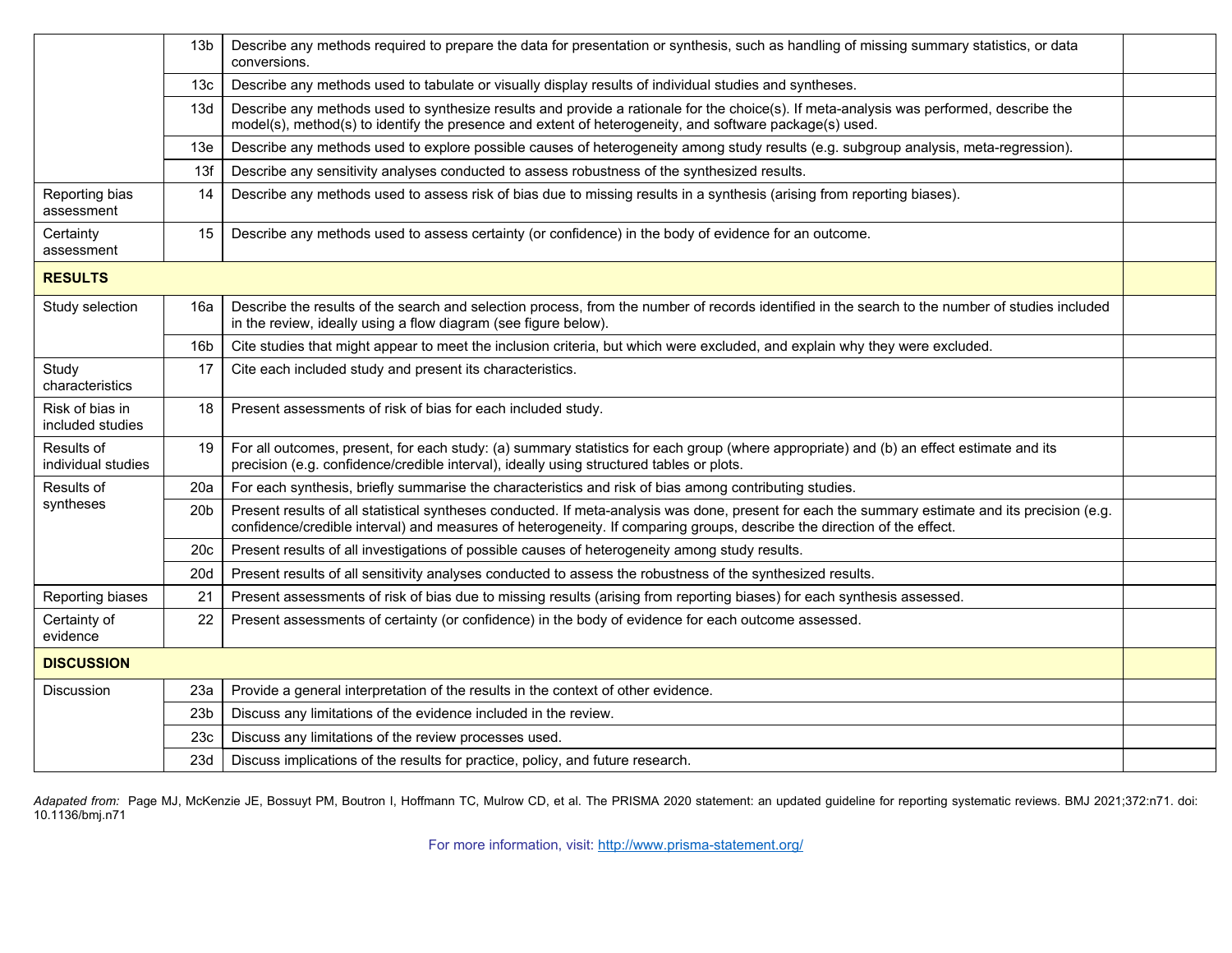| | | | |
|---|---|---|---|
| | 13b | Describe any methods required to prepare the data for presentation or synthesis, such as handling of missing summary statistics, or data conversions. | |
| | 13c | Describe any methods used to tabulate or visually display results of individual studies and syntheses. | |
| | 13d | Describe any methods used to synthesize results and provide a rationale for the choice(s). If meta-analysis was performed, describe the model(s), method(s) to identify the presence and extent of heterogeneity, and software package(s) used. | |
| | 13e | Describe any methods used to explore possible causes of heterogeneity among study results (e.g. subgroup analysis, meta-regression). | |
| | 13f | Describe any sensitivity analyses conducted to assess robustness of the synthesized results. | |
| Reporting bias assessment | 14 | Describe any methods used to assess risk of bias due to missing results in a synthesis (arising from reporting biases). | |
| Certainty assessment | 15 | Describe any methods used to assess certainty (or confidence) in the body of evidence for an outcome. | |
| **RESULTS** | | | |
| Study selection | 16a | Describe the results of the search and selection process, from the number of records identified in the search to the number of studies included in the review, ideally using a flow diagram (see figure below). | |
| | 16b | Cite studies that might appear to meet the inclusion criteria, but which were excluded, and explain why they were excluded. | |
| Study characteristics | 17 | Cite each included study and present its characteristics. | |
| Risk of bias in included studies | 18 | Present assessments of risk of bias for each included study. | |
| Results of individual studies | 19 | For all outcomes, present, for each study: (a) summary statistics for each group (where appropriate) and (b) an effect estimate and its precision (e.g. confidence/credible interval), ideally using structured tables or plots. | |
| Results of syntheses | 20a | For each synthesis, briefly summarise the characteristics and risk of bias among contributing studies. | |
| | 20b | Present results of all statistical syntheses conducted. If meta-analysis was done, present for each the summary estimate and its precision (e.g. confidence/credible interval) and measures of heterogeneity. If comparing groups, describe the direction of the effect. | |
| | 20c | Present results of all investigations of possible causes of heterogeneity among study results. | |
| | 20d | Present results of all sensitivity analyses conducted to assess the robustness of the synthesized results. | |
| Reporting biases | 21 | Present assessments of risk of bias due to missing results (arising from reporting biases) for each synthesis assessed. | |
| Certainty of evidence | 22 | Present assessments of certainty (or confidence) in the body of evidence for each outcome assessed. | |
| **DISCUSSION** | | | |
| Discussion | 23a | Provide a general interpretation of the results in the context of other evidence. | |
| | 23b | Discuss any limitations of the evidence included in the review. | |
| | 23c | Discuss any limitations of the review processes used. | |
| | 23d | Discuss implications of the results for practice, policy, and future research. | |

*Adapated from:* Page MJ, McKenzie JE, Bossuyt PM, Boutron I, Hoffmann TC, Mulrow CD, et al. The PRISMA 2020 statement: an updated guideline for reporting systematic reviews. BMJ 2021;372:n71. doi: 10.1136/bmj.n71

For more information, visit: [http://www.prisma-statement.org/](http://www.prisma-statement.org/)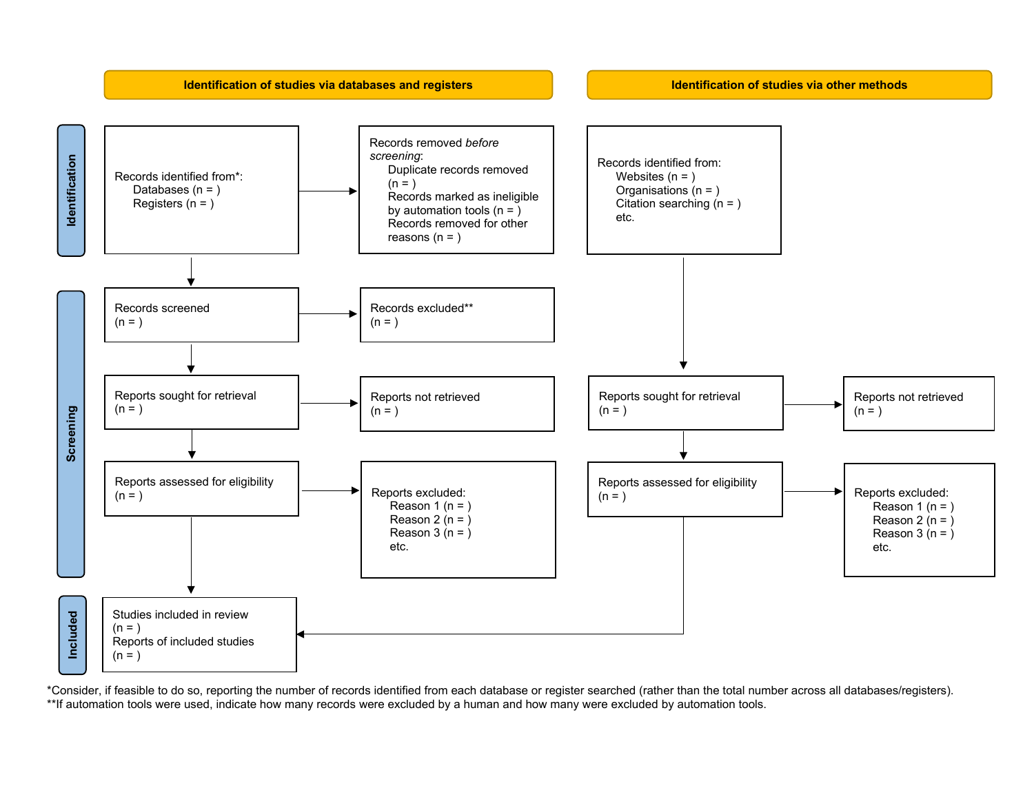**Identification of studies via databases and registers**

**Identification of studies via other methods**

**Identification**

Records identified from*:
Databases (n = )
Registers (n = )

Records removed *before screening*:
Duplicate records removed (n = )
Records marked as ineligible by automation tools (n = )
Records removed for other reasons (n = )

Records identified from:
Websites (n = )
Organisations (n = )
Citation searching (n = )
etc.

**Screening**

Records screened
(n = )

Records excluded**
(n = )

Reports sought for retrieval
(n = )

Reports not retrieved
(n = )

Reports sought for retrieval
(n = )

Reports not retrieved
(n = )

Reports assessed for eligibility
(n = )

Reports excluded:
Reason 1 (n = )
Reason 2 (n = )
Reason 3 (n = )
etc.

Reports assessed for eligibility
(n = )

Reports excluded:
Reason 1 (n = )
Reason 2 (n = )
Reason 3 (n = )
etc.

**Included**

Studies included in review
(n = )
Reports of included studies
(n = )

*Consider, if feasible to do so, reporting the number of records identified from each database or register searched (rather than the total number across all databases/registers).
**If automation tools were used, indicate how many records were excluded by a human and how many were excluded by automation tools.